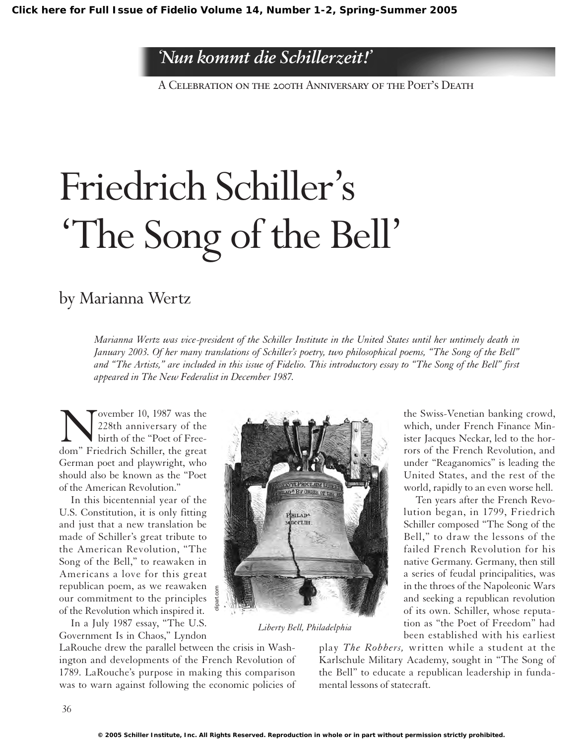*'Nun kommt die Schillerzeit!'*

A Celebration on the 200th Anniversary of the Poet's Death

# Friedrich Schiller's 'The Song of the Bell'

## by Marianna Wertz

*Marianna Wertz was vice-president of the Schiller Institute in the United States until her untimely death in January 2003. Of her many translations of Schiller's poetry, two philosophical poems, "The Song of the Bell" and "The Artists," are included in this issue of Fidelio. This introductory essay to "The Song of the Bell" first appeared in The New Federalist in December 1987.*

November 10, 1987 was the 228th anniversary of the birth of the "Poet of Freedom" Friedrich Schiller, the great German poet and playwright, who should also be known as the "Poet of the American Revolution."

In this bicentennial year of the U.S. Constitution, it is only fitting and just that a new translation be made of Schiller's great tribute to the American Revolution, "The Song of the Bell," to reawaken in Americans a love for this great republican poem, as we reawaken our commitment to the principles of the Revolution which inspired it.

In a July 1987 essay, "The U.S. Government Is in Chaos," Lyndon LaRouche drew the parallel between the crisis in Washington and developments of the French Revolution of 1789. LaRouche's purpose in making this comparison was to warn against following the economic policies of the Swiss-Venetian banking crowd, which, under French Finance Minister Jacques Neckar, led to the horrors of the French Revolution, and under "Reaganomics" is leading the United States, and the rest of the world, rapidly to an even worse hell.

*Liberty Bell, Philadelphia*

Ten years after the French Revolution began, in 1799, Friedrich Schiller composed "The Song of the Bell," to draw the lessons of the failed French Revolution for his native Germany. Germany, then still a series of feudal principalities, was in the throes of the Napoleonic Wars and seeking a republican revolution of its own. Schiller, whose reputation as "the Poet of Freedom" had been established with his earliest play *The Robbers,* written while a student at the Karlschule Military Academy, sought in "The Song of the Bell" to educate a republican leadership in fundamental lessons of statecraft.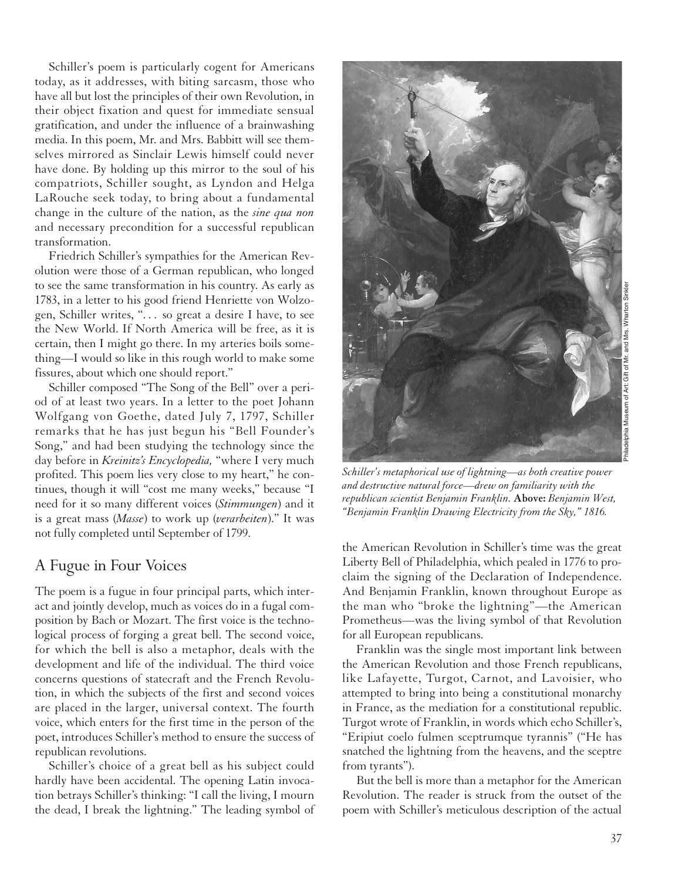Schiller's poem is particularly cogent for Americans today, as it addresses, with biting sarcasm, those who have all but lost the principles of their own Revolution, in their object fixation and quest for immediate sensual gratification, and under the influence of a brainwashing media. In this poem, Mr. and Mrs. Babbitt will see themselves mirrored as Sinclair Lewis himself could never have done. By holding up this mirror to the soul of his compatriots, Schiller sought, as Lyndon and Helga LaRouche seek today, to bring about a fundamental change in the culture of the nation, as the *sine qua non* and necessary precondition for a successful republican transformation.

Friedrich Schiller's sympathies for the American Revolution were those of a German republican, who longed to see the same transformation in his country. As early as 1783, in a letter to his good friend Henriette von Wolzogen, Schiller writes, ". . . so great a desire I have, to see the New World. If North America will be free, as it is certain, then I might go there. In my arteries boils something—I would so like in this rough world to make some fissures, about which one should report."

Schiller composed "The Song of the Bell" over a period of at least two years. In a letter to the poet Johann Wolfgang von Goethe, dated July 7, 1797, Schiller remarks that he has just begun his "Bell Founder's Song," and had been studying the technology since the day before in *Kreinitz's Encyclopedia,* "where I very much profited. This poem lies very close to my heart," he continues, though it will "cost me many weeks," because "I need for it so many different voices (*Stimmungen*) and it is a great mass (*Masse*) to work up (*verarbeiten*)." It was not fully completed until September of 1799.

## A Fugue in Four Voices

The poem is a fugue in four principal parts, which interact and jointly develop, much as voices do in a fugal composition by Bach or Mozart. The first voice is the technological process of forging a great bell. The second voice, for which the bell is also a metaphor, deals with the development and life of the individual. The third voice concerns questions of statecraft and the French Revolution, in which the subjects of the first and second voices are placed in the larger, universal context. The fourth voice, which enters for the first time in the person of the poet, introduces Schiller's method to ensure the success of republican revolutions.

Schiller's choice of a great bell as his subject could hardly have been accidental. The opening Latin invocation betrays Schiller's thinking: "I call the living, I mourn the dead, I break the lightning." The leading symbol of the American Revolution in Schiller's time was the great Liberty Bell of Philadelphia, which pealed in 1776 to proclaim the signing of the Declaration of Independence. And Benjamin Franklin, known throughout Europe as the man who "broke the lightning"—the American Prometheus—was the living symbol of that Revolution for all European republicans.

*Schiller's metaphorical use of lightning—as both creative power and destructive natural force—drew on familiarity with the republican scientist Benjamin Franklin.* **Above:** *Benjamin West, "Benjamin Franklin Drawing Electricity from the Sky," 1816.*

Philadelphia Museum of Art: Gift of Mr. and Mrs. Wharton Sinkler

Franklin was the single most important link between the American Revolution and those French republicans, like Lafayette, Turgot, Carnot, and Lavoisier, who attempted to bring into being a constitutional monarchy in France, as the mediation for a constitutional republic. Turgot wrote of Franklin, in words which echo Schiller's, "Eripiut coelo fulmen sceptrumque tyrannis" ("He has snatched the lightning from the heavens, and the sceptre from tyrants").

But the bell is more than a metaphor for the American Revolution. The reader is struck from the outset of the poem with Schiller's meticulous description of the actual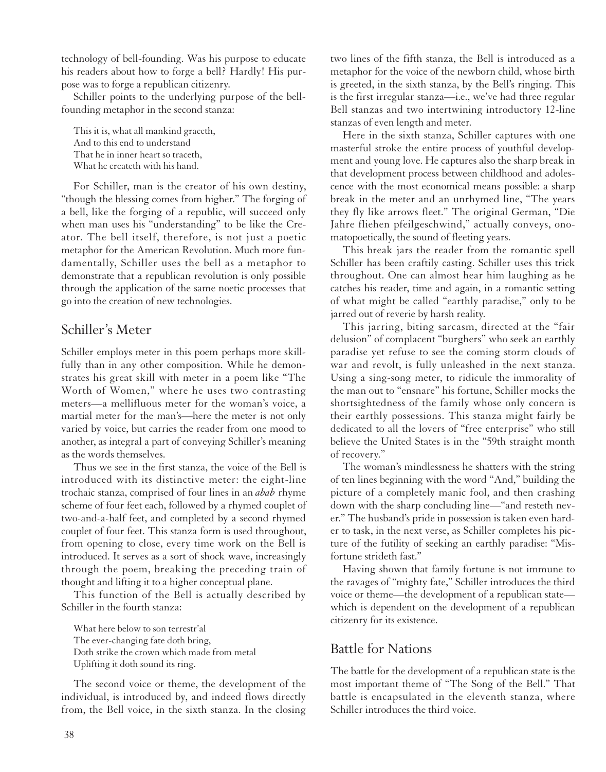technology of bell-founding. Was his purpose to educate his readers about how to forge a bell? Hardly! His purpose was to forge a republican citizenry.

Schiller points to the underlying purpose of the bell-founding metaphor in the second stanza:

> This it is, what all mankind graceth,
> And to this end to understand
> That he in inner heart so traceth,
> What he createth with his hand.

For Schiller, man is the creator of his own destiny, "though the blessing comes from higher." The forging of a bell, like the forging of a republic, will succeed only when man uses his "understanding" to be like the Creator. The bell itself, therefore, is not just a poetic metaphor for the American Revolution. Much more fundamentally, Schiller uses the bell as a metaphor to demonstrate that a republican revolution is only possible through the application of the same noetic processes that go into the creation of new technologies.

## Schiller's Meter

Schiller employs meter in this poem perhaps more skillfully than in any other composition. While he demonstrates his great skill with meter in a poem like "The Worth of Women," where he uses two contrasting meters—a mellifluous meter for the woman's voice, a martial meter for the man's—here the meter is not only varied by voice, but carries the reader from one mood to another, as integral a part of conveying Schiller's meaning as the words themselves.

Thus we see in the first stanza, the voice of the Bell is introduced with its distinctive meter: the eight-line trochaic stanza, comprised of four lines in an *abab* rhyme scheme of four feet each, followed by a rhymed couplet of two-and-a-half feet, and completed by a second rhymed couplet of four feet. This stanza form is used throughout, from opening to close, every time work on the Bell is introduced. It serves as a sort of shock wave, increasingly through the poem, breaking the preceding train of thought and lifting it to a higher conceptual plane.

This function of the Bell is actually described by Schiller in the fourth stanza:

> What here below to son terrestr'al
> The ever-changing fate doth bring,
> Doth strike the crown which made from metal
> Uplifting it doth sound its ring.

The second voice or theme, the development of the individual, is introduced by, and indeed flows directly from, the Bell voice, in the sixth stanza. In the closing two lines of the fifth stanza, the Bell is introduced as a metaphor for the voice of the newborn child, whose birth is greeted, in the sixth stanza, by the Bell's ringing. This is the first irregular stanza—i.e., we've had three regular Bell stanzas and two intertwining introductory 12-line stanzas of even length and meter.

Here in the sixth stanza, Schiller captures with one masterful stroke the entire process of youthful development and young love. He captures also the sharp break in that development process between childhood and adolescence with the most economical means possible: a sharp break in the meter and an unrhymed line, "The years they fly like arrows fleet." The original German, "Die Jahre fliehen pfeilgeschwind," actually conveys, onomatopoetically, the sound of fleeting years.

This break jars the reader from the romantic spell Schiller has been craftily casting. Schiller uses this trick throughout. One can almost hear him laughing as he catches his reader, time and again, in a romantic setting of what might be called "earthly paradise," only to be jarred out of reverie by harsh reality.

This jarring, biting sarcasm, directed at the "fair delusion" of complacent "burghers" who seek an earthly paradise yet refuse to see the coming storm clouds of war and revolt, is fully unleashed in the next stanza. Using a sing-song meter, to ridicule the immorality of the man out to "ensnare" his fortune, Schiller mocks the shortsightedness of the family whose only concern is their earthly possessions. This stanza might fairly be dedicated to all the lovers of "free enterprise" who still believe the United States is in the "59th straight month of recovery."

The woman's mindlessness he shatters with the string of ten lines beginning with the word "And," building the picture of a completely manic fool, and then crashing down with the sharp concluding line—"and resteth never." The husband's pride in possession is taken even harder to task, in the next verse, as Schiller completes his picture of the futility of seeking an earthly paradise: "Misfortune strideth fast."

Having shown that family fortune is not immune to the ravages of "mighty fate," Schiller introduces the third voice or theme—the development of a republican state—which is dependent on the development of a republican citizenry for its existence.

## Battle for Nations

The battle for the development of a republican state is the most important theme of "The Song of the Bell." That battle is encapsulated in the eleventh stanza, where Schiller introduces the third voice.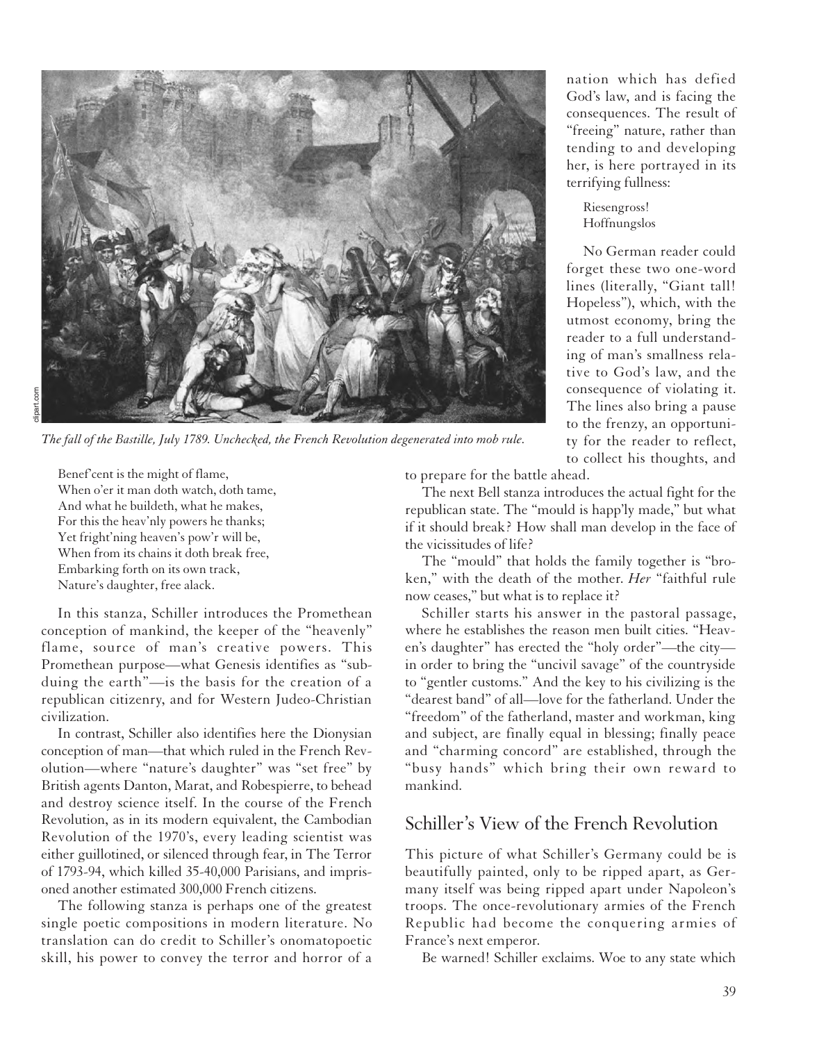*The fall of the Bastille, July 1789. Unchecked, the French Revolution degenerated into mob rule.*

Benef'cent is the might of flame,
When o'er it man doth watch, doth tame,
And what he buildeth, what he makes,
For this the heav'nly powers he thanks;
Yet fright'ning heaven's pow'r will be,
When from its chains it doth break free,
Embarking forth on its own track,
Nature's daughter, free alack.

In this stanza, Schiller introduces the Promethean conception of mankind, the keeper of the "heavenly" flame, source of man's creative powers. This Promethean purpose—what Genesis identifies as "subduing the earth"—is the basis for the creation of a republican citizenry, and for Western Judeo-Christian civilization.

In contrast, Schiller also identifies here the Dionysian conception of man—that which ruled in the French Revolution—where "nature's daughter" was "set free" by British agents Danton, Marat, and Robespierre, to behead and destroy science itself. In the course of the French Revolution, as in its modern equivalent, the Cambodian Revolution of the 1970's, every leading scientist was either guillotined, or silenced through fear, in The Terror of 1793-94, which killed 35-40,000 Parisians, and imprisoned another estimated 300,000 French citizens.

The following stanza is perhaps one of the greatest single poetic compositions in modern literature. No translation can do credit to Schiller's onomatopoetic skill, his power to convey the terror and horror of a nation which has defied God's law, and is facing the consequences. The result of "freeing" nature, rather than tending to and developing her, is here portrayed in its terrifying fullness:

Riesengross!
Hoffnungslos

No German reader could forget these two one-word lines (literally, "Giant tall! Hopeless"), which, with the utmost economy, bring the reader to a full understanding of man's smallness relative to God's law, and the consequence of violating it. The lines also bring a pause to the frenzy, an opportunity for the reader to reflect, to collect his thoughts, and to prepare for the battle ahead.

The next Bell stanza introduces the actual fight for the republican state. The "mould is happ'ly made," but what if it should break? How shall man develop in the face of the vicissitudes of life?

The "mould" that holds the family together is "broken," with the death of the mother. *Her* "faithful rule now ceases," but what is to replace it?

Schiller starts his answer in the pastoral passage, where he establishes the reason men built cities. "Heaven's daughter" has erected the "holy order"—the city—in order to bring the "uncivil savage" of the countryside to "gentler customs." And the key to his civilizing is the "dearest band" of all—love for the fatherland. Under the "freedom" of the fatherland, master and workman, king and subject, are finally equal in blessing; finally peace and "charming concord" are established, through the "busy hands" which bring their own reward to mankind.

## Schiller's View of the French Revolution

This picture of what Schiller's Germany could be is beautifully painted, only to be ripped apart, as Germany itself was being ripped apart under Napoleon's troops. The once-revolutionary armies of the French Republic had become the conquering armies of France's next emperor.

Be warned! Schiller exclaims. Woe to any state which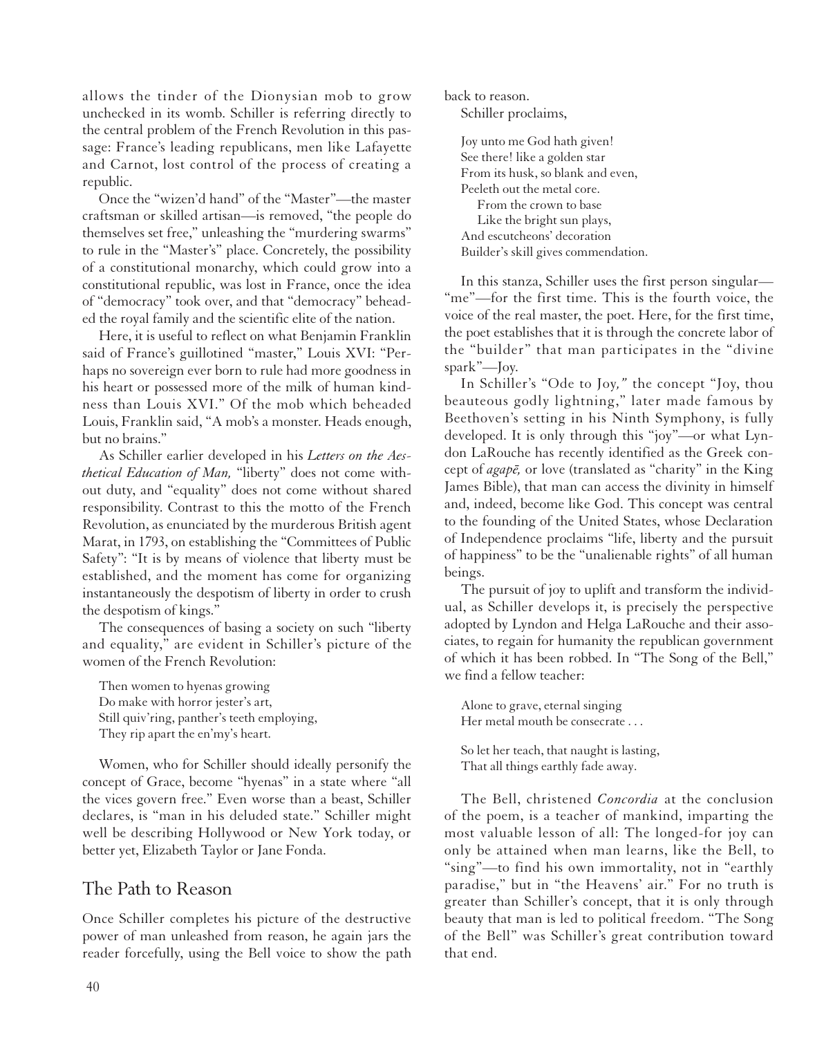allows the tinder of the Dionysian mob to grow unchecked in its womb. Schiller is referring directly to the central problem of the French Revolution in this passage: France's leading republicans, men like Lafayette and Carnot, lost control of the process of creating a republic.

Once the "wizen'd hand" of the "Master"—the master craftsman or skilled artisan—is removed, "the people do themselves set free," unleashing the "murdering swarms" to rule in the "Master's" place. Concretely, the possibility of a constitutional monarchy, which could grow into a constitutional republic, was lost in France, once the idea of "democracy" took over, and that "democracy" beheaded the royal family and the scientific elite of the nation.

Here, it is useful to reflect on what Benjamin Franklin said of France's guillotined "master," Louis XVI: "Perhaps no sovereign ever born to rule had more goodness in his heart or possessed more of the milk of human kindness than Louis XVI." Of the mob which beheaded Louis, Franklin said, "A mob's a monster. Heads enough, but no brains."

As Schiller earlier developed in his *Letters on the Aesthetical Education of Man,* "liberty" does not come without duty, and "equality" does not come without shared responsibility. Contrast to this the motto of the French Revolution, as enunciated by the murderous British agent Marat, in 1793, on establishing the "Committees of Public Safety": "It is by means of violence that liberty must be established, and the moment has come for organizing instantaneously the despotism of liberty in order to crush the despotism of kings."

The consequences of basing a society on such "liberty and equality," are evident in Schiller's picture of the women of the French Revolution:

> Then women to hyenas growing
> Do make with horror jester's art,
> Still quiv'ring, panther's teeth employing,
> They rip apart the en'my's heart.

Women, who for Schiller should ideally personify the concept of Grace, become "hyenas" in a state where "all the vices govern free." Even worse than a beast, Schiller declares, is "man in his deluded state." Schiller might well be describing Hollywood or New York today, or better yet, Elizabeth Taylor or Jane Fonda.

## The Path to Reason

Once Schiller completes his picture of the destructive power of man unleashed from reason, he again jars the reader forcefully, using the Bell voice to show the path back to reason.

Schiller proclaims,

> Joy unto me God hath given!
> See there! like a golden star
> From its husk, so blank and even,
> Peeleth out the metal core.
> From the crown to base
> Like the bright sun plays,
> And escutcheons' decoration
> Builder's skill gives commendation.

In this stanza, Schiller uses the first person singular—"me"—for the first time. This is the fourth voice, the voice of the real master, the poet. Here, for the first time, the poet establishes that it is through the concrete labor of the "builder" that man participates in the "divine spark"—Joy.

In Schiller's "Ode to Joy," the concept "Joy, thou beauteous godly lightning," later made famous by Beethoven's setting in his Ninth Symphony, is fully developed. It is only through this "joy"—or what Lyndon LaRouche has recently identified as the Greek concept of *agapē,* or love (translated as "charity" in the King James Bible), that man can access the divinity in himself and, indeed, become like God. This concept was central to the founding of the United States, whose Declaration of Independence proclaims "life, liberty and the pursuit of happiness" to be the "unalienable rights" of all human beings.

The pursuit of joy to uplift and transform the individual, as Schiller develops it, is precisely the perspective adopted by Lyndon and Helga LaRouche and their associates, to regain for humanity the republican government of which it has been robbed. In "The Song of the Bell," we find a fellow teacher:

> Alone to grave, eternal singing
> Her metal mouth be consecrate . . .
>
> So let her teach, that naught is lasting,
> That all things earthly fade away.

The Bell, christened *Concordia* at the conclusion of the poem, is a teacher of mankind, imparting the most valuable lesson of all: The longed-for joy can only be attained when man learns, like the Bell, to "sing"—to find his own immortality, not in "earthly paradise," but in "the Heavens' air." For no truth is greater than Schiller's concept, that it is only through beauty that man is led to political freedom. "The Song of the Bell" was Schiller's great contribution toward that end.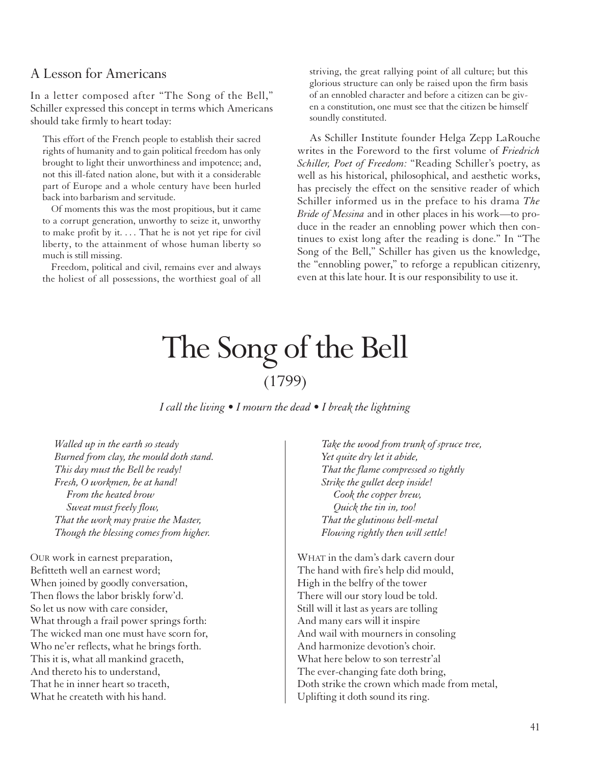## A Lesson for Americans

In a letter composed after "The Song of the Bell," Schiller expressed this concept in terms which Americans should take firmly to heart today:

> This effort of the French people to establish their sacred rights of humanity and to gain political freedom has only brought to light their unworthiness and impotence; and, not this ill-fated nation alone, but with it a considerable part of Europe and a whole century have been hurled back into barbarism and servitude.
>
> Of moments this was the most propitious, but it came to a corrupt generation, unworthy to seize it, unworthy to make profit by it. . . . That he is not yet ripe for civil liberty, to the attainment of whose human liberty so much is still missing.
>
> Freedom, political and civil, remains ever and always the holiest of all possessions, the worthiest goal of all striving, the great rallying point of all culture; but this glorious structure can only be raised upon the firm basis of an ennobled character and before a citizen can be given a constitution, one must see that the citizen be himself soundly constituted.

As Schiller Institute founder Helga Zepp LaRouche writes in the Foreword to the first volume of *Friedrich Schiller, Poet of Freedom:* "Reading Schiller's poetry, as well as his historical, philosophical, and aesthetic works, has precisely the effect on the sensitive reader of which Schiller informed us in the preface to his drama *The Bride of Messina* and in other places in his work—to produce in the reader an ennobling power which then continues to exist long after the reading is done." In "The Song of the Bell," Schiller has given us the knowledge, the "ennobling power," to reforge a republican citizenry, even at this late hour. It is our responsibility to use it.

# The Song of the Bell

(1799)

*I call the living • I mourn the dead • I break the lightning*

*Walled up in the earth so steady*
*Burned from clay, the mould doth stand.*
*This day must the Bell be ready!*
*Fresh, O workmen, be at hand!*
*From the heated brow*
*Sweat must freely flow,*
*That the work may praise the Master,*
*Though the blessing comes from higher.*

OUR work in earnest preparation,
Befitteth well an earnest word;
When joined by goodly conversation,
Then flows the labor briskly forw'd.
So let us now with care consider,
What through a frail power springs forth:
The wicked man one must have scorn for,
Who ne'er reflects, what he brings forth.
This it is, what all mankind graceth,
And thereto his to understand,
That he in inner heart so traceth,
What he createth with his hand.

*Take the wood from trunk of spruce tree,*
*Yet quite dry let it abide,*
*That the flame compressed so tightly*
*Strike the gullet deep inside!*
*Cook the copper brew,*
*Quick the tin in, too!*
*That the glutinous bell-metal*
*Flowing rightly then will settle!*

WHAT in the dam's dark cavern dour
The hand with fire's help did mould,
High in the belfry of the tower
There will our story loud be told.
Still will it last as years are tolling
And many ears will it inspire
And wail with mourners in consoling
And harmonize devotion's choir.
What here below to son terrestr'al
The ever-changing fate doth bring,
Doth strike the crown which made from metal,
Uplifting it doth sound its ring.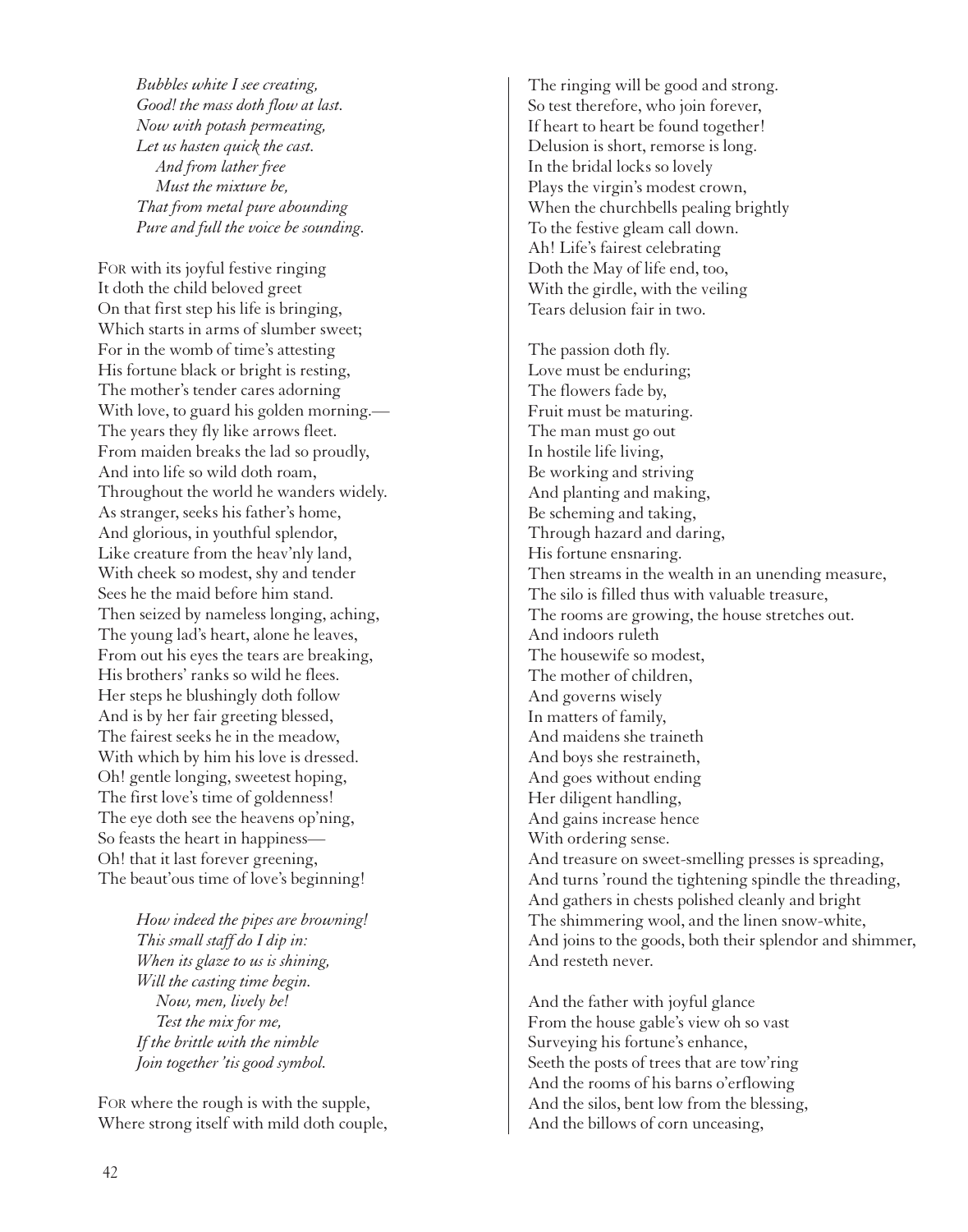*Bubbles white I see creating,*
*Good! the mass doth flow at last.*
*Now with potash permeating,*
*Let us hasten quick the cast.*
*And from lather free*
*Must the mixture be,*
*That from metal pure abounding*
*Pure and full the voice be sounding.*

FOR with its joyful festive ringing
It doth the child beloved greet
On that first step his life is bringing,
Which starts in arms of slumber sweet;
For in the womb of time's attesting
His fortune black or bright is resting,
The mother's tender cares adorning
With love, to guard his golden morning.—
The years they fly like arrows fleet.
From maiden breaks the lad so proudly,
And into life so wild doth roam,
Throughout the world he wanders widely.
As stranger, seeks his father's home,
And glorious, in youthful splendor,
Like creature from the heav'nly land,
With cheek so modest, shy and tender
Sees he the maid before him stand.
Then seized by nameless longing, aching,
The young lad's heart, alone he leaves,
From out his eyes the tears are breaking,
His brothers' ranks so wild he flees.
Her steps he blushingly doth follow
And is by her fair greeting blessed,
The fairest seeks he in the meadow,
With which by him his love is dressed.
Oh! gentle longing, sweetest hoping,
The first love's time of goldenness!
The eye doth see the heavens op'ning,
So feasts the heart in happiness—
Oh! that it last forever greening,
The beaut'ous time of love's beginning!

*How indeed the pipes are browning!*
*This small staff do I dip in:*
*When its glaze to us is shining,*
*Will the casting time begin.*
*Now, men, lively be!*
*Test the mix for me,*
*If the brittle with the nimble*
*Join together 'tis good symbol.*

FOR where the rough is with the supple,
Where strong itself with mild doth couple,
The ringing will be good and strong.
So test therefore, who join forever,
If heart to heart be found together!
Delusion is short, remorse is long.
In the bridal locks so lovely
Plays the virgin's modest crown,
When the churchbells pealing brightly
To the festive gleam call down.
Ah! Life's fairest celebrating
Doth the May of life end, too,
With the girdle, with the veiling
Tears delusion fair in two.

The passion doth fly.
Love must be enduring;
The flowers fade by,
Fruit must be maturing.
The man must go out
In hostile life living,
Be working and striving
And planting and making,
Be scheming and taking,
Through hazard and daring,
His fortune ensnaring.
Then streams in the wealth in an unending measure,
The silo is filled thus with valuable treasure,
The rooms are growing, the house stretches out.
And indoors ruleth
The housewife so modest,
The mother of children,
And governs wisely
In matters of family,
And maidens she traineth
And boys she restraineth,
And goes without ending
Her diligent handling,
And gains increase hence
With ordering sense.
And treasure on sweet-smelling presses is spreading,
And turns 'round the tightening spindle the threading,
And gathers in chests polished cleanly and bright
The shimmering wool, and the linen snow-white,
And joins to the goods, both their splendor and shimmer,
And resteth never.

And the father with joyful glance
From the house gable's view oh so vast
Surveying his fortune's enhance,
Seeth the posts of trees that are tow'ring
And the rooms of his barns o'erflowing
And the silos, bent low from the blessing,
And the billows of corn unceasing,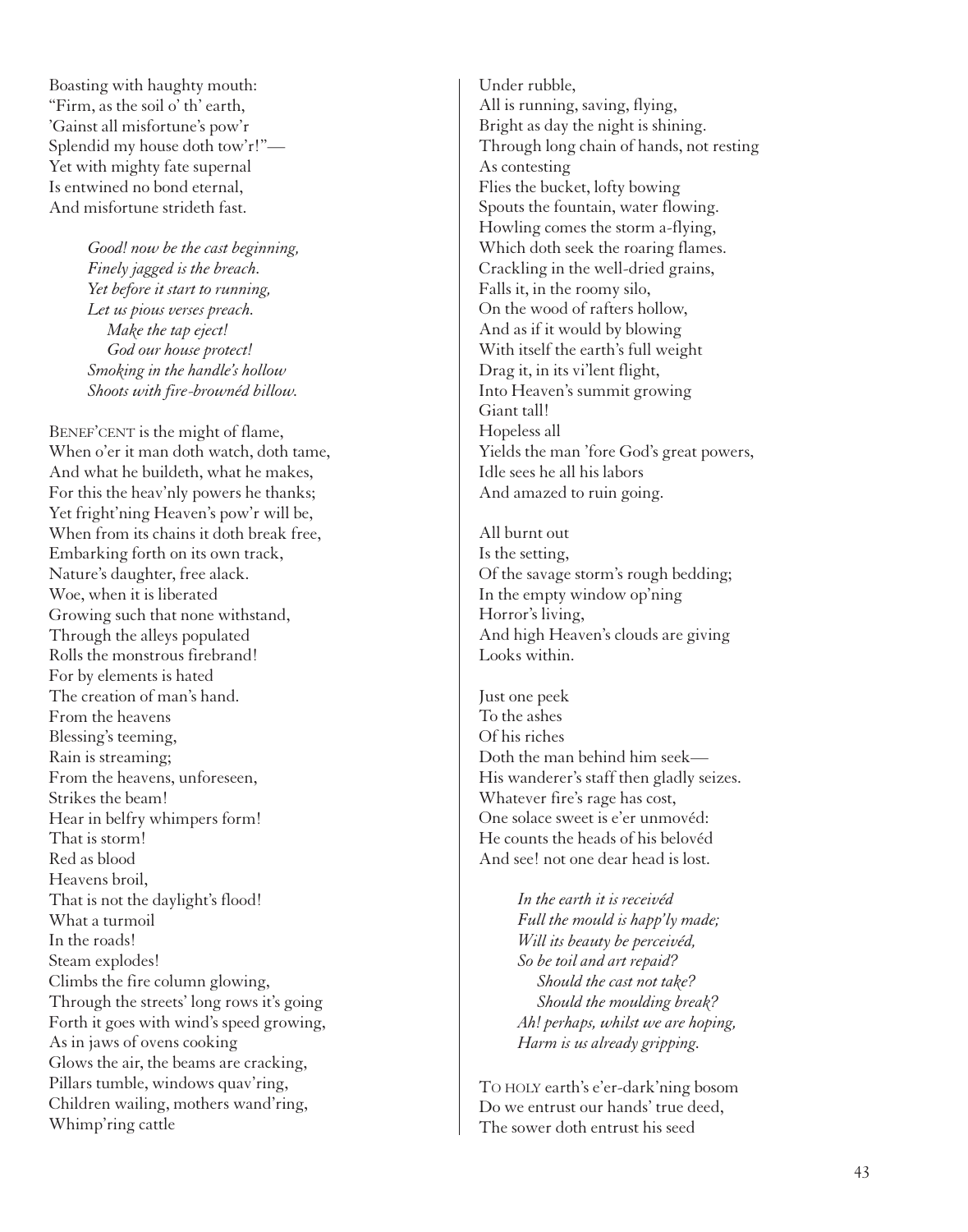Boasting with haughty mouth:
"Firm, as the soil o' th' earth,
'Gainst all misfortune's pow'r
Splendid my house doth tow'r!"—
Yet with mighty fate supernal
Is entwined no bond eternal,
And misfortune strideth fast.

*Good! now be the cast beginning,*
*Finely jagged is the breach.*
*Yet before it start to running,*
*Let us pious verses preach.*
*Make the tap eject!*
*God our house protect!*
*Smoking in the handle's hollow*
*Shoots with fire-brownéd billow.*

BENEF'CENT is the might of flame,
When o'er it man doth watch, doth tame,
And what he buildeth, what he makes,
For this the heav'nly powers he thanks;
Yet fright'ning Heaven's pow'r will be,
When from its chains it doth break free,
Embarking forth on its own track,
Nature's daughter, free alack.
Woe, when it is liberated
Growing such that none withstand,
Through the alleys populated
Rolls the monstrous firebrand!
For by elements is hated
The creation of man's hand.
From the heavens
Blessing's teeming,
Rain is streaming;
From the heavens, unforeseen,
Strikes the beam!
Hear in belfry whimpers form!
That is storm!
Red as blood
Heavens broil,
That is not the daylight's flood!
What a turmoil
In the roads!
Steam explodes!
Climbs the fire column glowing,
Through the streets' long rows it's going
Forth it goes with wind's speed growing,
As in jaws of ovens cooking
Glows the air, the beams are cracking,
Pillars tumble, windows quav'ring,
Children wailing, mothers wand'ring,
Whimp'ring cattle
Under rubble,
All is running, saving, flying,
Bright as day the night is shining.
Through long chain of hands, not resting
As contesting
Flies the bucket, lofty bowing
Spouts the fountain, water flowing.
Howling comes the storm a-flying,
Which doth seek the roaring flames.
Crackling in the well-dried grains,
Falls it, in the roomy silo,
On the wood of rafters hollow,
And as if it would by blowing
With itself the earth's full weight
Drag it, in its vi'lent flight,
Into Heaven's summit growing
Giant tall!
Hopeless all
Yields the man 'fore God's great powers,
Idle sees he all his labors
And amazed to ruin going.

All burnt out
Is the setting,
Of the savage storm's rough bedding;
In the empty window op'ning
Horror's living,
And high Heaven's clouds are giving
Looks within.

Just one peek
To the ashes
Of his riches
Doth the man behind him seek—
His wanderer's staff then gladly seizes.
Whatever fire's rage has cost,
One solace sweet is e'er unmovéd:
He counts the heads of his belovéd
And see! not one dear head is lost.

*In the earth it is receivéd*
*Full the mould is happ'ly made;*
*Will its beauty be perceivéd,*
*So be toil and art repaid?*
*Should the cast not take?*
*Should the moulding break?*
*Ah! perhaps, whilst we are hoping,*
*Harm is us already gripping.*

TO HOLY earth's e'er-dark'ning bosom
Do we entrust our hands' true deed,
The sower doth entrust his seed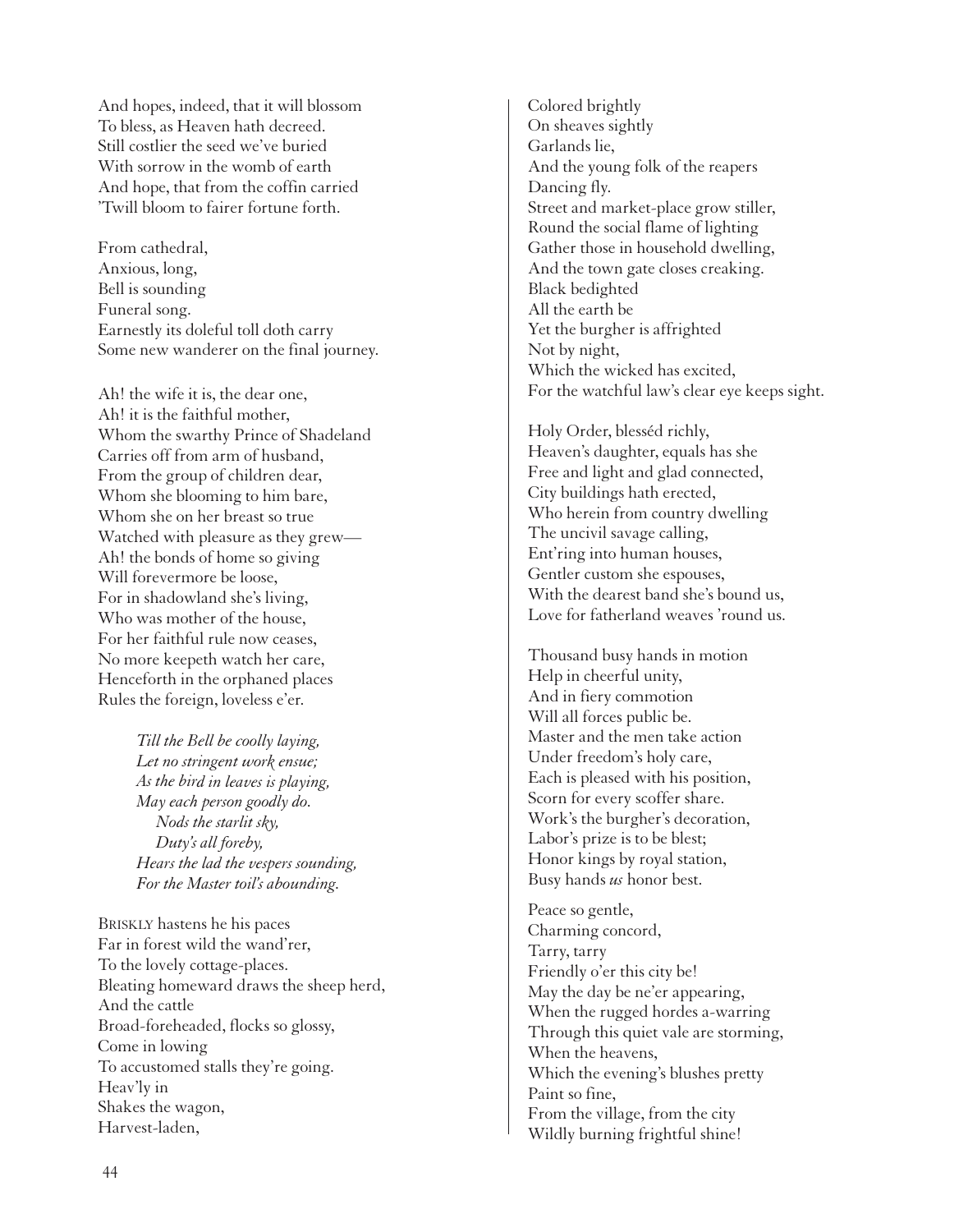And hopes, indeed, that it will blossom
To bless, as Heaven hath decreed.
Still costlier the seed we've buried
With sorrow in the womb of earth
And hope, that from the coffin carried
'Twill bloom to fairer fortune forth.

From cathedral,
Anxious, long,
Bell is sounding
Funeral song.
Earnestly its doleful toll doth carry
Some new wanderer on the final journey.

Ah! the wife it is, the dear one,
Ah! it is the faithful mother,
Whom the swarthy Prince of Shadeland
Carries off from arm of husband,
From the group of children dear,
Whom she blooming to him bare,
Whom she on her breast so true
Watched with pleasure as they grew—
Ah! the bonds of home so giving
Will forevermore be loose,
For in shadowland she's living,
Who was mother of the house,
For her faithful rule now ceases,
No more keepeth watch her care,
Henceforth in the orphaned places
Rules the foreign, loveless e'er.

*Till the Bell be coolly laying,*
*Let no stringent work ensue;*
*As the bird in leaves is playing,*
*May each person goodly do.*
*Nods the starlit sky,*
*Duty's all foreby,*
*Hears the lad the vespers sounding,*
*For the Master toil's abounding.*

BRISKLY hastens he his paces
Far in forest wild the wand'rer,
To the lovely cottage-places.
Bleating homeward draws the sheep herd,
And the cattle
Broad-foreheaded, flocks so glossy,
Come in lowing
To accustomed stalls they're going.
Heav'ly in
Shakes the wagon,
Harvest-laden,
Colored brightly
On sheaves sightly
Garlands lie,
And the young folk of the reapers
Dancing fly.
Street and market-place grow stiller,
Round the social flame of lighting
Gather those in household dwelling,
And the town gate closes creaking.
Black bedighted
All the earth be
Yet the burgher is affrighted
Not by night,
Which the wicked has excited,
For the watchful law's clear eye keeps sight.

Holy Order, blesséd richly,
Heaven's daughter, equals has she
Free and light and glad connected,
City buildings hath erected,
Who herein from country dwelling
The uncivil savage calling,
Ent'ring into human houses,
Gentler custom she espouses,
With the dearest band she's bound us,
Love for fatherland weaves 'round us.

Thousand busy hands in motion
Help in cheerful unity,
And in fiery commotion
Will all forces public be.
Master and the men take action
Under freedom's holy care,
Each is pleased with his position,
Scorn for every scoffer share.
Work's the burgher's decoration,
Labor's prize is to be blest;
Honor kings by royal station,
Busy hands *us* honor best.

Peace so gentle,
Charming concord,
Tarry, tarry
Friendly o'er this city be!
May the day be ne'er appearing,
When the rugged hordes a-warring
Through this quiet vale are storming,
When the heavens,
Which the evening's blushes pretty
Paint so fine,
From the village, from the city
Wildly burning frightful shine!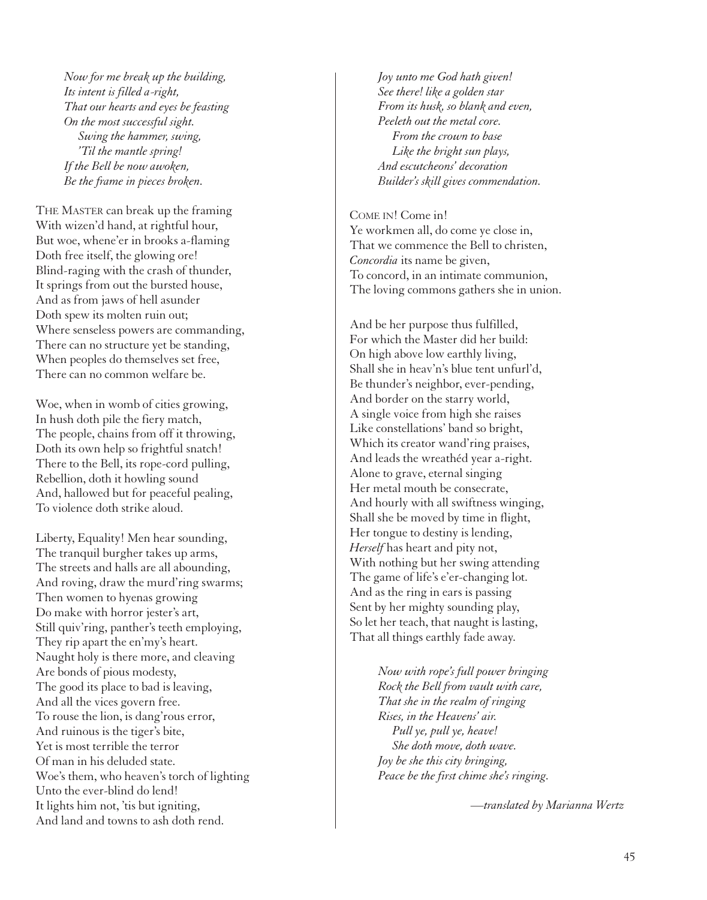*Now for me break up the building,*
*Its intent is filled a-right,*
*That our hearts and eyes be feasting*
*On the most successful sight.*
*Swing the hammer, swing,*
*'Til the mantle spring!*
*If the Bell be now awoken,*
*Be the frame in pieces broken.*

THE MASTER can break up the framing
With wizen'd hand, at rightful hour,
But woe, whene'er in brooks a-flaming
Doth free itself, the glowing ore!
Blind-raging with the crash of thunder,
It springs from out the bursted house,
And as from jaws of hell asunder
Doth spew its molten ruin out;
Where senseless powers are commanding,
There can no structure yet be standing,
When peoples do themselves set free,
There can no common welfare be.

Woe, when in womb of cities growing,
In hush doth pile the fiery match,
The people, chains from off it throwing,
Doth its own help so frightful snatch!
There to the Bell, its rope-cord pulling,
Rebellion, doth it howling sound
And, hallowed but for peaceful pealing,
To violence doth strike aloud.

Liberty, Equality! Men hear sounding,
The tranquil burgher takes up arms,
The streets and halls are all abounding,
And roving, draw the murd'ring swarms;
Then women to hyenas growing
Do make with horror jester's art,
Still quiv'ring, panther's teeth employing,
They rip apart the en'my's heart.
Naught holy is there more, and cleaving
Are bonds of pious modesty,
The good its place to bad is leaving,
And all the vices govern free.
To rouse the lion, is dang'rous error,
And ruinous is the tiger's bite,
Yet is most terrible the terror
Of man in his deluded state.
Woe's them, who heaven's torch of lighting
Unto the ever-blind do lend!
It lights him not, 'tis but igniting,
And land and towns to ash doth rend.

*Joy unto me God hath given!*
*See there! like a golden star*
*From its husk, so blank and even,*
*Peeleth out the metal core.*
*From the crown to base*
*Like the bright sun plays,*
*And escutcheons' decoration*
*Builder's skill gives commendation.*

COME IN! Come in!
Ye workmen all, do come ye close in,
That we commence the Bell to christen,
*Concordia* its name be given,
To concord, in an intimate communion,
The loving commons gathers she in union.

And be her purpose thus fulfilled,
For which the Master did her build:
On high above low earthly living,
Shall she in heav'n's blue tent unfurl'd,
Be thunder's neighbor, ever-pending,
And border on the starry world,
A single voice from high she raises
Like constellations' band so bright,
Which its creator wand'ring praises,
And leads the wreathéd year a-right.
Alone to grave, eternal singing
Her metal mouth be consecrate,
And hourly with all swiftness winging,
Shall she be moved by time in flight,
Her tongue to destiny is lending,
*Herself* has heart and pity not,
With nothing but her swing attending
The game of life's e'er-changing lot.
And as the ring in ears is passing
Sent by her mighty sounding play,
So let her teach, that naught is lasting,
That all things earthly fade away.

*Now with rope's full power bringing*
*Rock the Bell from vault with care,*
*That she in the realm of ringing*
*Rises, in the Heavens' air.*
*Pull ye, pull ye, heave!*
*She doth move, doth wave.*
*Joy be she this city bringing,*
*Peace be the first chime she's ringing.*

*—translated by Marianna Wertz*